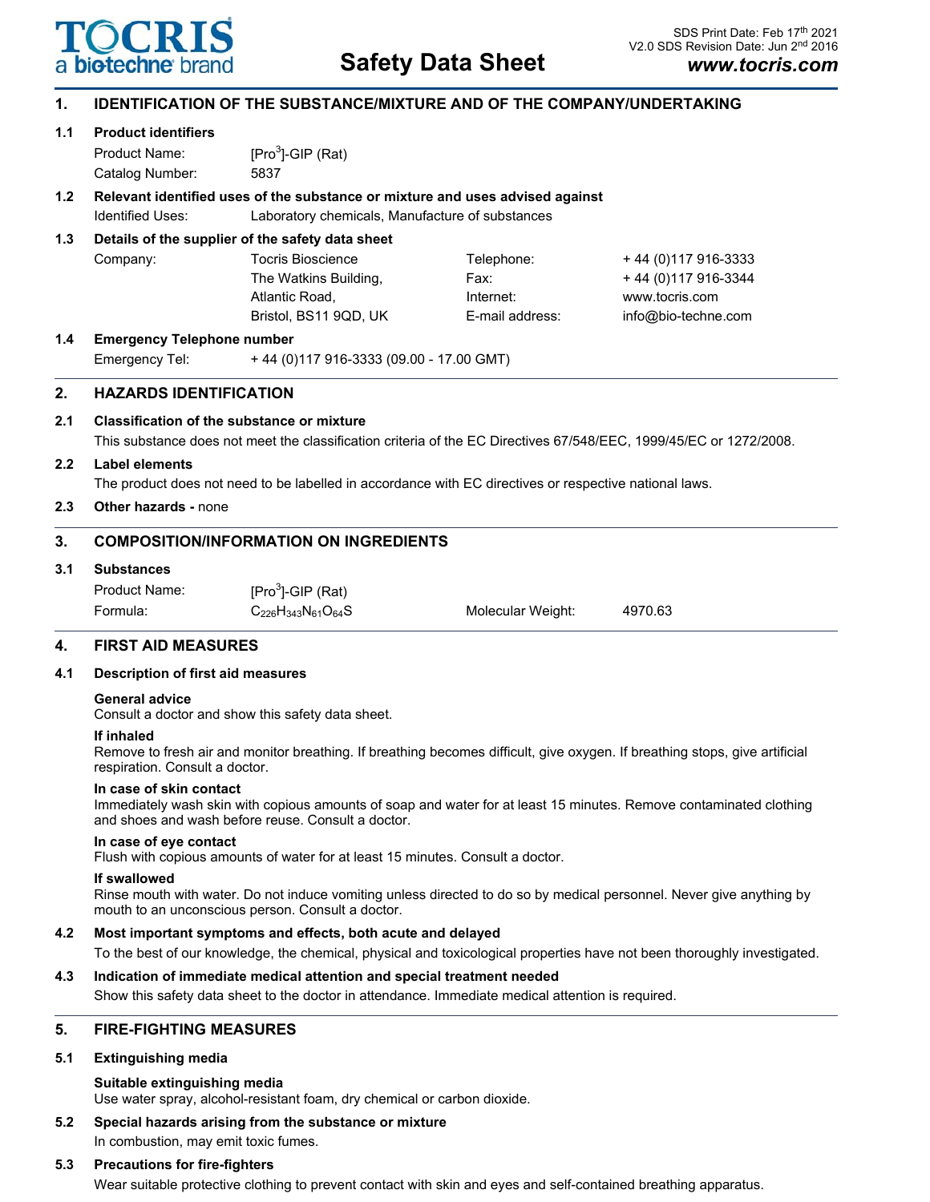# Safety Data Sheet

SDS Print Date: Feb 17th 2021
V2.0 SDS Revision Date: Jun 2nd 2016
**www.tocris.com**

## 1. IDENTIFICATION OF THE SUBSTANCE/MIXTURE AND OF THE COMPANY/UNDERTAKING

### 1.1 Product identifiers

Product Name: [Pro$^3$]-GIP (Rat)
Catalog Number: 5837

### 1.2 Relevant identified uses of the substance or mixture and uses advised against

Identified Uses: Laboratory chemicals, Manufacture of substances

### 1.3 Details of the supplier of the safety data sheet

| Company: | Tocris Bioscience | Telephone: | + 44 (0)117 916-3333 |
|---|---|---|---|
| | The Watkins Building, | Fax: | + 44 (0)117 916-3344 |
| | Atlantic Road, | Internet: | www.tocris.com |
| | Bristol, BS11 9QD, UK | E-mail address: | info@bio-techne.com |

### 1.4 Emergency Telephone number

Emergency Tel: + 44 (0)117 916-3333 (09.00 - 17.00 GMT)

## 2. HAZARDS IDENTIFICATION

### 2.1 Classification of the substance or mixture

This substance does not meet the classification criteria of the EC Directives 67/548/EEC, 1999/45/EC or 1272/2008.

### 2.2 Label elements

The product does not need to be labelled in accordance with EC directives or respective national laws.

### 2.3 Other hazards - none

## 3. COMPOSITION/INFORMATION ON INGREDIENTS

### 3.1 Substances

Product Name: [Pro$^3$]-GIP (Rat)
Formula: $C_{226}H_{343}N_{61}O_{64}S$ Molecular Weight: 4970.63

## 4. FIRST AID MEASURES

### 4.1 Description of first aid measures

**General advice**
Consult a doctor and show this safety data sheet.

**If inhaled**
Remove to fresh air and monitor breathing. If breathing becomes difficult, give oxygen. If breathing stops, give artificial respiration. Consult a doctor.

**In case of skin contact**
Immediately wash skin with copious amounts of soap and water for at least 15 minutes. Remove contaminated clothing and shoes and wash before reuse. Consult a doctor.

**In case of eye contact**
Flush with copious amounts of water for at least 15 minutes. Consult a doctor.

**If swallowed**
Rinse mouth with water. Do not induce vomiting unless directed to do so by medical personnel. Never give anything by mouth to an unconscious person. Consult a doctor.

### 4.2 Most important symptoms and effects, both acute and delayed

To the best of our knowledge, the chemical, physical and toxicological properties have not been thoroughly investigated.

### 4.3 Indication of immediate medical attention and special treatment needed

Show this safety data sheet to the doctor in attendance. Immediate medical attention is required.

## 5. FIRE-FIGHTING MEASURES

### 5.1 Extinguishing media

**Suitable extinguishing media**
Use water spray, alcohol-resistant foam, dry chemical or carbon dioxide.

### 5.2 Special hazards arising from the substance or mixture

In combustion, may emit toxic fumes.

### 5.3 Precautions for fire-fighters

Wear suitable protective clothing to prevent contact with skin and eyes and self-contained breathing apparatus.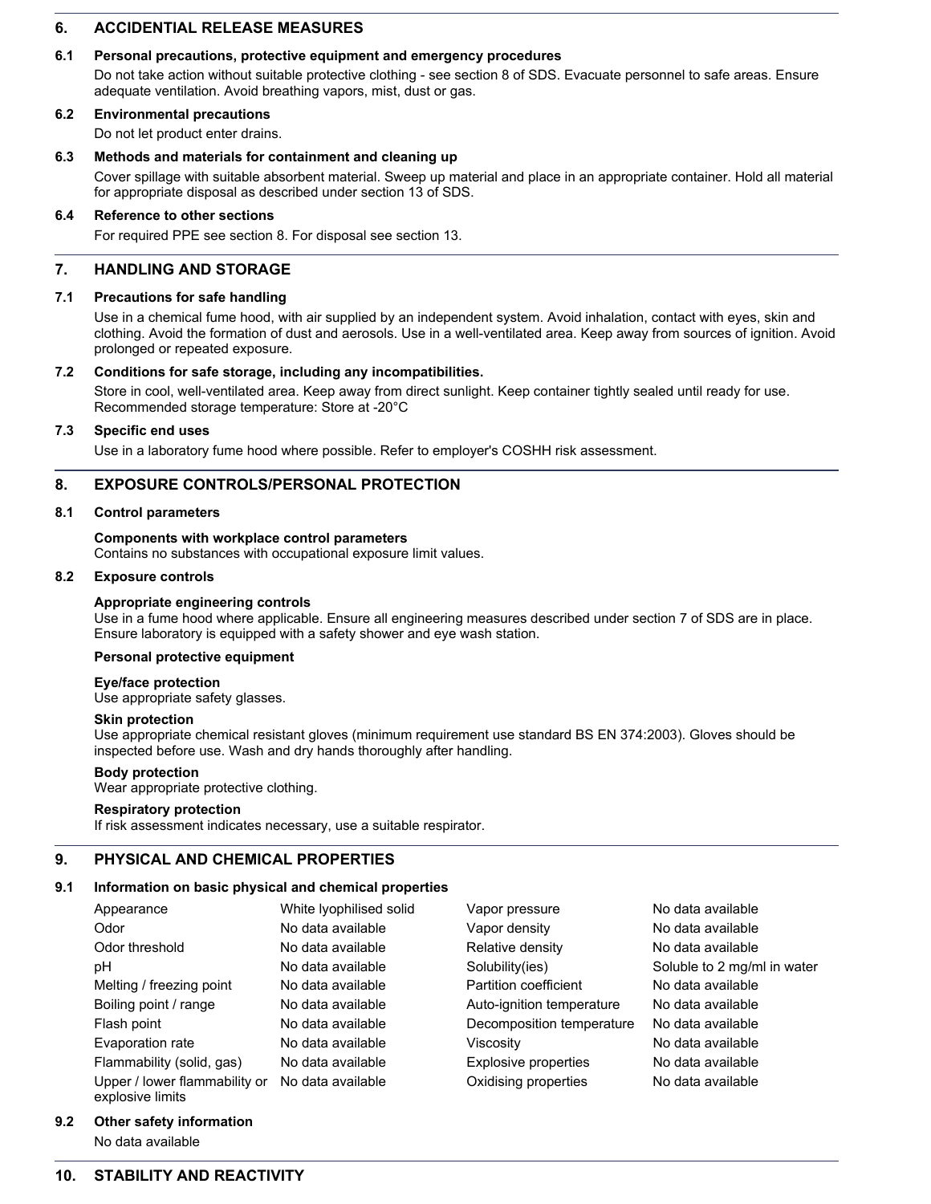## 6. ACCIDENTIAL RELEASE MEASURES

### 6.1 Personal precautions, protective equipment and emergency procedures

Do not take action without suitable protective clothing - see section 8 of SDS. Evacuate personnel to safe areas. Ensure adequate ventilation. Avoid breathing vapors, mist, dust or gas.

### 6.2 Environmental precautions

Do not let product enter drains.

### 6.3 Methods and materials for containment and cleaning up

Cover spillage with suitable absorbent material. Sweep up material and place in an appropriate container. Hold all material for appropriate disposal as described under section 13 of SDS.

### 6.4 Reference to other sections

For required PPE see section 8. For disposal see section 13.

## 7. HANDLING AND STORAGE

### 7.1 Precautions for safe handling

Use in a chemical fume hood, with air supplied by an independent system. Avoid inhalation, contact with eyes, skin and clothing. Avoid the formation of dust and aerosols. Use in a well-ventilated area. Keep away from sources of ignition. Avoid prolonged or repeated exposure.

### 7.2 Conditions for safe storage, including any incompatibilities.

Store in cool, well-ventilated area. Keep away from direct sunlight. Keep container tightly sealed until ready for use. Recommended storage temperature: Store at -20°C

### 7.3 Specific end uses

Use in a laboratory fume hood where possible. Refer to employer's COSHH risk assessment.

## 8. EXPOSURE CONTROLS/PERSONAL PROTECTION

### 8.1 Control parameters

**Components with workplace control parameters**
Contains no substances with occupational exposure limit values.

### 8.2 Exposure controls

**Appropriate engineering controls**
Use in a fume hood where applicable. Ensure all engineering measures described under section 7 of SDS are in place. Ensure laboratory is equipped with a safety shower and eye wash station.

**Personal protective equipment**

**Eye/face protection**
Use appropriate safety glasses.

**Skin protection**
Use appropriate chemical resistant gloves (minimum requirement use standard BS EN 374:2003). Gloves should be inspected before use. Wash and dry hands thoroughly after handling.

**Body protection**
Wear appropriate protective clothing.

**Respiratory protection**
If risk assessment indicates necessary, use a suitable respirator.

## 9. PHYSICAL AND CHEMICAL PROPERTIES

### 9.1 Information on basic physical and chemical properties

| Property | Value | Property | Value |
|---|---|---|---|
| Appearance | White lyophilised solid | Vapor pressure | No data available |
| Odor | No data available | Vapor density | No data available |
| Odor threshold | No data available | Relative density | No data available |
| pH | No data available | Solubility(ies) | Soluble to 2 mg/ml in water |
| Melting / freezing point | No data available | Partition coefficient | No data available |
| Boiling point / range | No data available | Auto-ignition temperature | No data available |
| Flash point | No data available | Decomposition temperature | No data available |
| Evaporation rate | No data available | Viscosity | No data available |
| Flammability (solid, gas) | No data available | Explosive properties | No data available |
| Upper / lower flammability or explosive limits | No data available | Oxidising properties | No data available |

### 9.2 Other safety information

No data available

## 10. STABILITY AND REACTIVITY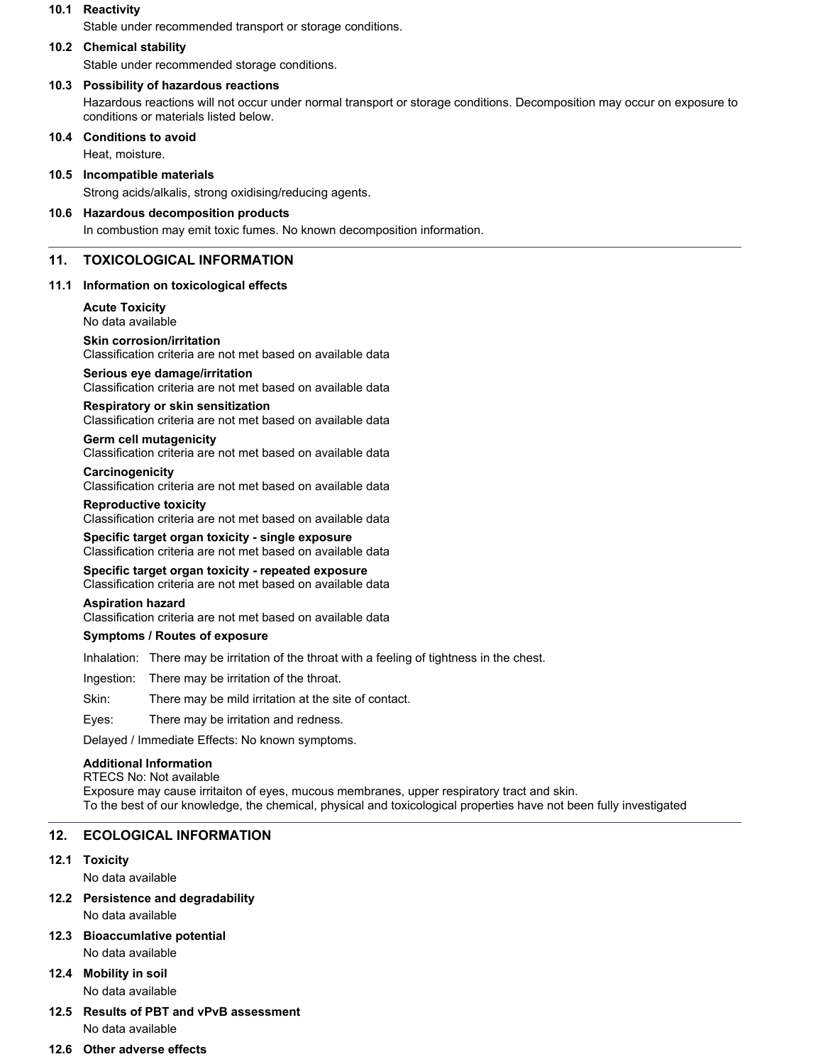### 10.1 Reactivity

Stable under recommended transport or storage conditions.

### 10.2 Chemical stability

Stable under recommended storage conditions.

### 10.3 Possibility of hazardous reactions

Hazardous reactions will not occur under normal transport or storage conditions. Decomposition may occur on exposure to conditions or materials listed below.

### 10.4 Conditions to avoid

Heat, moisture.

### 10.5 Incompatible materials

Strong acids/alkalis, strong oxidising/reducing agents.

### 10.6 Hazardous decomposition products

In combustion may emit toxic fumes. No known decomposition information.

## 11. TOXICOLOGICAL INFORMATION

### 11.1 Information on toxicological effects

**Acute Toxicity**
No data available

**Skin corrosion/irritation**
Classification criteria are not met based on available data

**Serious eye damage/irritation**
Classification criteria are not met based on available data

**Respiratory or skin sensitization**
Classification criteria are not met based on available data

**Germ cell mutagenicity**
Classification criteria are not met based on available data

**Carcinogenicity**
Classification criteria are not met based on available data

**Reproductive toxicity**
Classification criteria are not met based on available data

**Specific target organ toxicity - single exposure**
Classification criteria are not met based on available data

**Specific target organ toxicity - repeated exposure**
Classification criteria are not met based on available data

**Aspiration hazard**
Classification criteria are not met based on available data

**Symptoms / Routes of exposure**

Inhalation: There may be irritation of the throat with a feeling of tightness in the chest.

Ingestion: There may be irritation of the throat.

Skin: There may be mild irritation at the site of contact.

Eyes: There may be irritation and redness.

Delayed / Immediate Effects: No known symptoms.

**Additional Information**
RTECS No: Not available
Exposure may cause irritaiton of eyes, mucous membranes, upper respiratory tract and skin.
To the best of our knowledge, the chemical, physical and toxicological properties have not been fully investigated

## 12. ECOLOGICAL INFORMATION

### 12.1 Toxicity

No data available

### 12.2 Persistence and degradability

No data available

### 12.3 Bioaccumlative potential

No data available

### 12.4 Mobility in soil

No data available

### 12.5 Results of PBT and vPvB assessment

No data available

### 12.6 Other adverse effects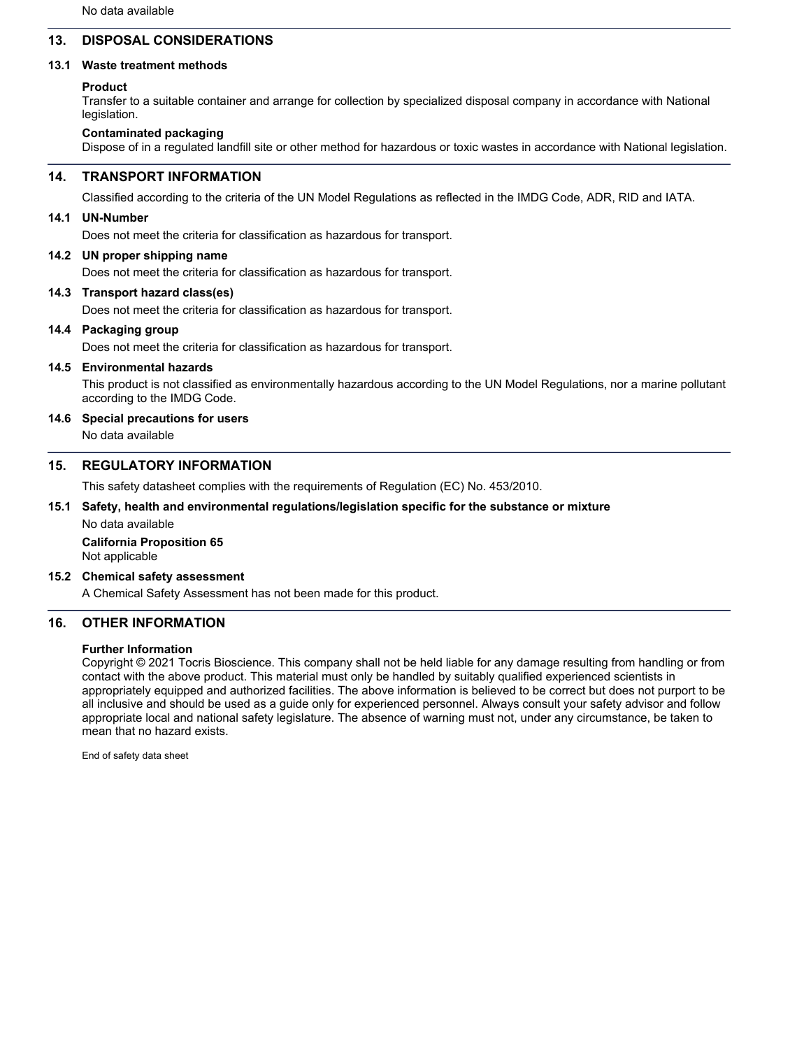No data available

## 13. DISPOSAL CONSIDERATIONS

### 13.1 Waste treatment methods

**Product**
Transfer to a suitable container and arrange for collection by specialized disposal company in accordance with National legislation.

**Contaminated packaging**
Dispose of in a regulated landfill site or other method for hazardous or toxic wastes in accordance with National legislation.

## 14. TRANSPORT INFORMATION

Classified according to the criteria of the UN Model Regulations as reflected in the IMDG Code, ADR, RID and IATA.

### 14.1 UN-Number

Does not meet the criteria for classification as hazardous for transport.

### 14.2 UN proper shipping name

Does not meet the criteria for classification as hazardous for transport.

### 14.3 Transport hazard class(es)

Does not meet the criteria for classification as hazardous for transport.

### 14.4 Packaging group

Does not meet the criteria for classification as hazardous for transport.

### 14.5 Environmental hazards

This product is not classified as environmentally hazardous according to the UN Model Regulations, nor a marine pollutant according to the IMDG Code.

### 14.6 Special precautions for users

No data available

## 15. REGULATORY INFORMATION

This safety datasheet complies with the requirements of Regulation (EC) No. 453/2010.

### 15.1 Safety, health and environmental regulations/legislation specific for the substance or mixture

No data available

**California Proposition 65**
Not applicable

### 15.2 Chemical safety assessment

A Chemical Safety Assessment has not been made for this product.

## 16. OTHER INFORMATION

**Further Information**
Copyright © 2021 Tocris Bioscience. This company shall not be held liable for any damage resulting from handling or from contact with the above product. This material must only be handled by suitably qualified experienced scientists in appropriately equipped and authorized facilities. The above information is believed to be correct but does not purport to be all inclusive and should be used as a guide only for experienced personnel. Always consult your safety advisor and follow appropriate local and national safety legislature. The absence of warning must not, under any circumstance, be taken to mean that no hazard exists.

End of safety data sheet